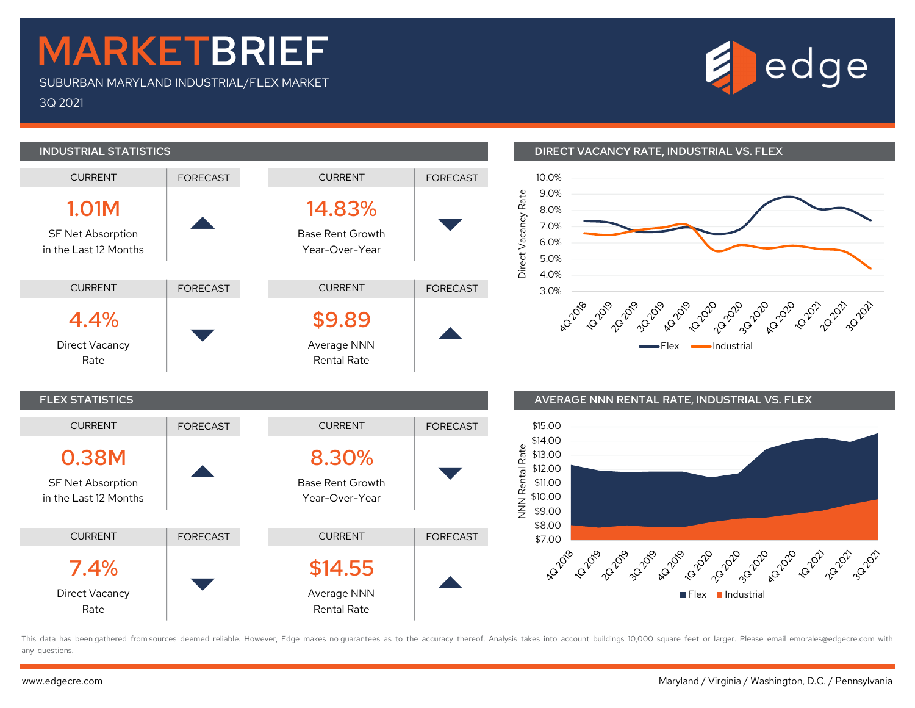# MARKETBRIEF

SUBURBAN MARYLAND INDUSTRIAL/FLEX MARKET

3Q 2021

edge

## INDUSTRIAL STATISTICS

| CURRENT | FORECAST |
|---|---|
| **1.01M** SF Net Absorption in the Last 12 Months | ▲ |
| **14.83%** Base Rent Growth Year-Over-Year | ▼ |
| **4.4%** Direct Vacancy Rate | ▼ |
| **$9.89** Average NNN Rental Rate | ▲ |

## DIRECT VACANCY RATE, INDUSTRIAL VS. FLEX

Direct Vacancy Rate (3.0%–10.0%), 4Q 2018 – 3Q 2021

Legend: Flex, Industrial

## FLEX STATISTICS

| CURRENT | FORECAST |
|---|---|
| **0.38M** SF Net Absorption in the Last 12 Months | ▲ |
| **8.30%** Base Rent Growth Year-Over-Year | ▼ |
| **7.4%** Direct Vacancy Rate | ▼ |
| **$14.55** Average NNN Rental Rate | ▲ |

## AVERAGE NNN RENTAL RATE, INDUSTRIAL VS. FLEX

NNN Rental Rate ($7.00–$15.00), 4Q 2018 – 3Q 2021

Legend: Flex, Industrial

This data has been gathered from sources deemed reliable. However, Edge makes no guarantees as to the accuracy thereof. Analysis takes into account buildings 10,000 square feet or larger. Please email emorales@edgecre.com with any questions.

www.edgecre.com

Maryland / Virginia / Washington, D.C. / Pennsylvania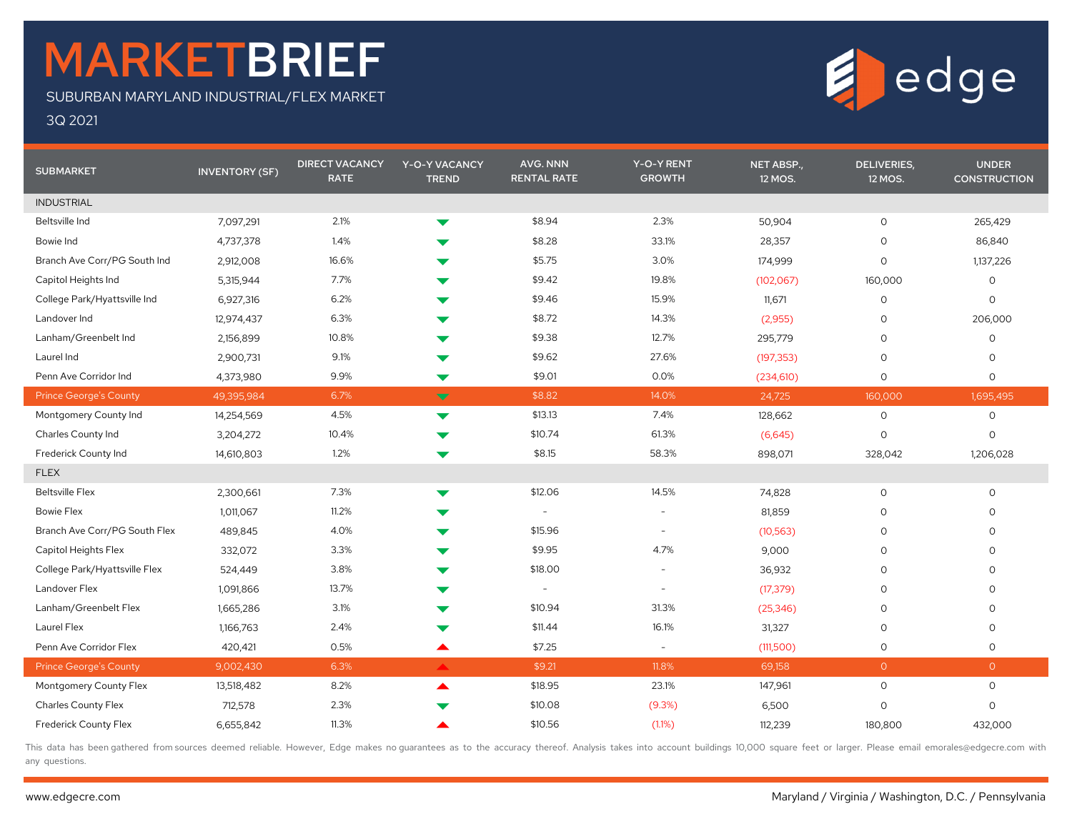# MARKETBRIEF

SUBURBAN MARYLAND INDUSTRIAL/FLEX MARKET

3Q 2021

edge

| SUBMARKET | INVENTORY (SF) | DIRECT VACANCY RATE | Y-O-Y VACANCY TREND | AVG. NNN RENTAL RATE | Y-O-Y RENT GROWTH | NET ABSP., 12 MOS. | DELIVERIES, 12 MOS. | UNDER CONSTRUCTION |
|---|---|---|---|---|---|---|---|---|
| **INDUSTRIAL** | | | | | | | | |
| Beltsville Ind | 7,097,291 | 2.1% | ▼ | $8.94 | 2.3% | 50,904 | 0 | 265,429 |
| Bowie Ind | 4,737,378 | 1.4% | ▼ | $8.28 | 33.1% | 28,357 | 0 | 86,840 |
| Branch Ave Corr/PG South Ind | 2,912,008 | 16.6% | ▼ | $5.75 | 3.0% | 174,999 | 0 | 1,137,226 |
| Capitol Heights Ind | 5,315,944 | 7.7% | ▼ | $9.42 | 19.8% | (102,067) | 160,000 | 0 |
| College Park/Hyattsville Ind | 6,927,316 | 6.2% | ▼ | $9.46 | 15.9% | 11,671 | 0 | 0 |
| Landover Ind | 12,974,437 | 6.3% | ▼ | $8.72 | 14.3% | (2,955) | 0 | 206,000 |
| Lanham/Greenbelt Ind | 2,156,899 | 10.8% | ▼ | $9.38 | 12.7% | 295,779 | 0 | 0 |
| Laurel Ind | 2,900,731 | 9.1% | ▼ | $9.62 | 27.6% | (197,353) | 0 | 0 |
| Penn Ave Corridor Ind | 4,373,980 | 9.9% | ▼ | $9.01 | 0.0% | (234,610) | 0 | 0 |
| Prince George's County | 49,395,984 | 6.7% | ▼ | $8.82 | 14.0% | 24,725 | 160,000 | 1,695,495 |
| Montgomery County Ind | 14,254,569 | 4.5% | ▼ | $13.13 | 7.4% | 128,662 | 0 | 0 |
| Charles County Ind | 3,204,272 | 10.4% | ▼ | $10.74 | 61.3% | (6,645) | 0 | 0 |
| Frederick County Ind | 14,610,803 | 1.2% | ▼ | $8.15 | 58.3% | 898,071 | 328,042 | 1,206,028 |
| **FLEX** | | | | | | | | |
| Beltsville Flex | 2,300,661 | 7.3% | ▼ | $12.06 | 14.5% | 74,828 | 0 | 0 |
| Bowie Flex | 1,011,067 | 11.2% | ▼ | - | - | 81,859 | 0 | 0 |
| Branch Ave Corr/PG South Flex | 489,845 | 4.0% | ▼ | $15.96 | - | (10,563) | 0 | 0 |
| Capitol Heights Flex | 332,072 | 3.3% | ▼ | $9.95 | 4.7% | 9,000 | 0 | 0 |
| College Park/Hyattsville Flex | 524,449 | 3.8% | ▼ | $18.00 | - | 36,932 | 0 | 0 |
| Landover Flex | 1,091,866 | 13.7% | ▼ | - | - | (17,379) | 0 | 0 |
| Lanham/Greenbelt Flex | 1,665,286 | 3.1% | ▼ | $10.94 | 31.3% | (25,346) | 0 | 0 |
| Laurel Flex | 1,166,763 | 2.4% | ▼ | $11.44 | 16.1% | 31,327 | 0 | 0 |
| Penn Ave Corridor Flex | 420,421 | 0.5% | ▲ | $7.25 | - | (111,500) | 0 | 0 |
| Prince George's County | 9,002,430 | 6.3% | ▲ | $9.21 | 11.8% | 69,158 | 0 | 0 |
| Montgomery County Flex | 13,518,482 | 8.2% | ▲ | $18.95 | 23.1% | 147,961 | 0 | 0 |
| Charles County Flex | 712,578 | 2.3% | ▼ | $10.08 | (9.3%) | 6,500 | 0 | 0 |
| Frederick County Flex | 6,655,842 | 11.3% | ▲ | $10.56 | (1.1%) | 112,239 | 180,800 | 432,000 |

This data has been gathered from sources deemed reliable. However, Edge makes no guarantees as to the accuracy thereof. Analysis takes into account buildings 10,000 square feet or larger. Please email emorales@edgecre.com with any questions.

www.edgecre.com

Maryland / Virginia / Washington, D.C. / Pennsylvania